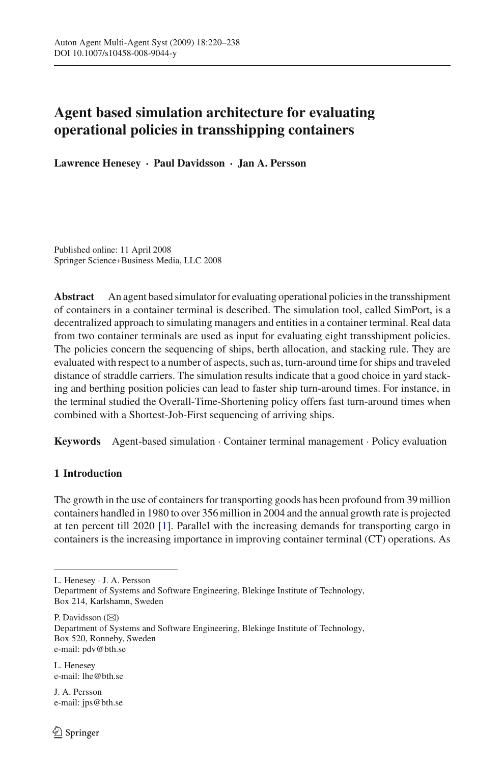# Agent based simulation architecture for evaluating operational policies in transshipping containers

**Lawrence Henesey · Paul Davidsson · Jan A. Persson**

Published online: 11 April 2008
Springer Science+Business Media, LLC 2008

**Abstract** An agent based simulator for evaluating operational policies in the transshipment of containers in a container terminal is described. The simulation tool, called SimPort, is a decentralized approach to simulating managers and entities in a container terminal. Real data from two container terminals are used as input for evaluating eight transshipment policies. The policies concern the sequencing of ships, berth allocation, and stacking rule. They are evaluated with respect to a number of aspects, such as, turn-around time for ships and traveled distance of straddle carriers. The simulation results indicate that a good choice in yard stacking and berthing position policies can lead to faster ship turn-around times. For instance, in the terminal studied the Overall-Time-Shortening policy offers fast turn-around times when combined with a Shortest-Job-First sequencing of arriving ships.

**Keywords** Agent-based simulation · Container terminal management · Policy evaluation

## 1 Introduction

The growth in the use of containers for transporting goods has been profound from 39 million containers handled in 1980 to over 356 million in 2004 and the annual growth rate is projected at ten percent till 2020 [1]. Parallel with the increasing demands for transporting cargo in containers is the increasing importance in improving container terminal (CT) operations. As

---

L. Henesey · J. A. Persson
Department of Systems and Software Engineering, Blekinge Institute of Technology, Box 214, Karlshamn, Sweden

P. Davidsson (✉)
Department of Systems and Software Engineering, Blekinge Institute of Technology, Box 520, Ronneby, Sweden
e-mail: pdv@bth.se

L. Henesey
e-mail: lhe@bth.se

J. A. Persson
e-mail: jps@bth.se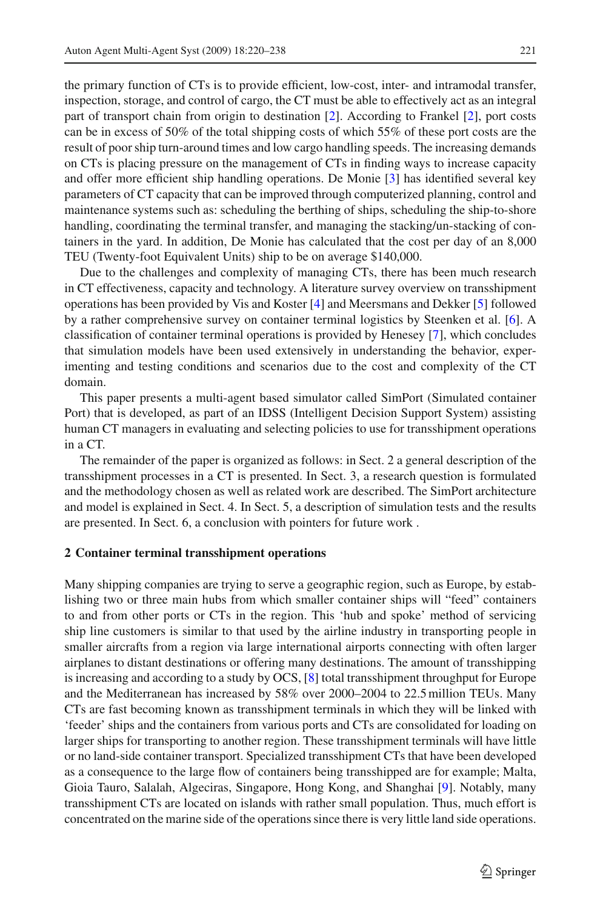the primary function of CTs is to provide efficient, low-cost, inter- and intramodal transfer, inspection, storage, and control of cargo, the CT must be able to effectively act as an integral part of transport chain from origin to destination [2]. According to Frankel [2], port costs can be in excess of 50% of the total shipping costs of which 55% of these port costs are the result of poor ship turn-around times and low cargo handling speeds. The increasing demands on CTs is placing pressure on the management of CTs in finding ways to increase capacity and offer more efficient ship handling operations. De Monie [3] has identified several key parameters of CT capacity that can be improved through computerized planning, control and maintenance systems such as: scheduling the berthing of ships, scheduling the ship-to-shore handling, coordinating the terminal transfer, and managing the stacking/un-stacking of containers in the yard. In addition, De Monie has calculated that the cost per day of an 8,000 TEU (Twenty-foot Equivalent Units) ship to be on average $140,000.

Due to the challenges and complexity of managing CTs, there has been much research in CT effectiveness, capacity and technology. A literature survey overview on transshipment operations has been provided by Vis and Koster [4] and Meersmans and Dekker [5] followed by a rather comprehensive survey on container terminal logistics by Steenken et al. [6]. A classification of container terminal operations is provided by Henesey [7], which concludes that simulation models have been used extensively in understanding the behavior, experimenting and testing conditions and scenarios due to the cost and complexity of the CT domain.

This paper presents a multi-agent based simulator called SimPort (Simulated container Port) that is developed, as part of an IDSS (Intelligent Decision Support System) assisting human CT managers in evaluating and selecting policies to use for transshipment operations in a CT.

The remainder of the paper is organized as follows: in Sect. 2 a general description of the transshipment processes in a CT is presented. In Sect. 3, a research question is formulated and the methodology chosen as well as related work are described. The SimPort architecture and model is explained in Sect. 4. In Sect. 5, a description of simulation tests and the results are presented. In Sect. 6, a conclusion with pointers for future work .

## 2 Container terminal transshipment operations

Many shipping companies are trying to serve a geographic region, such as Europe, by establishing two or three main hubs from which smaller container ships will "feed" containers to and from other ports or CTs in the region. This 'hub and spoke' method of servicing ship line customers is similar to that used by the airline industry in transporting people in smaller aircrafts from a region via large international airports connecting with often larger airplanes to distant destinations or offering many destinations. The amount of transshipping is increasing and according to a study by OCS, [8] total transshipment throughput for Europe and the Mediterranean has increased by 58% over 2000–2004 to 22.5 million TEUs. Many CTs are fast becoming known as transshipment terminals in which they will be linked with 'feeder' ships and the containers from various ports and CTs are consolidated for loading on larger ships for transporting to another region. These transshipment terminals will have little or no land-side container transport. Specialized transshipment CTs that have been developed as a consequence to the large flow of containers being transshipped are for example; Malta, Gioia Tauro, Salalah, Algeciras, Singapore, Hong Kong, and Shanghai [9]. Notably, many transshipment CTs are located on islands with rather small population. Thus, much effort is concentrated on the marine side of the operations since there is very little land side operations.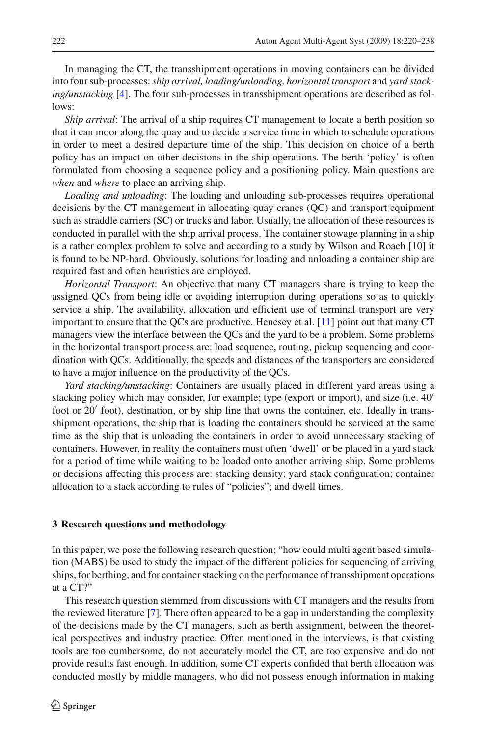In managing the CT, the transshipment operations in moving containers can be divided into four sub-processes: *ship arrival, loading/unloading, horizontal transport* and *yard stacking/unstacking* [4]. The four sub-processes in transshipment operations are described as follows:

*Ship arrival*: The arrival of a ship requires CT management to locate a berth position so that it can moor along the quay and to decide a service time in which to schedule operations in order to meet a desired departure time of the ship. This decision on choice of a berth policy has an impact on other decisions in the ship operations. The berth 'policy' is often formulated from choosing a sequence policy and a positioning policy. Main questions are *when* and *where* to place an arriving ship.

*Loading and unloading*: The loading and unloading sub-processes requires operational decisions by the CT management in allocating quay cranes (QC) and transport equipment such as straddle carriers (SC) or trucks and labor. Usually, the allocation of these resources is conducted in parallel with the ship arrival process. The container stowage planning in a ship is a rather complex problem to solve and according to a study by Wilson and Roach [10] it is found to be NP-hard. Obviously, solutions for loading and unloading a container ship are required fast and often heuristics are employed.

*Horizontal Transport*: An objective that many CT managers share is trying to keep the assigned QCs from being idle or avoiding interruption during operations so as to quickly service a ship. The availability, allocation and efficient use of terminal transport are very important to ensure that the QCs are productive. Henesey et al. [11] point out that many CT managers view the interface between the QCs and the yard to be a problem. Some problems in the horizontal transport process are: load sequence, routing, pickup sequencing and coordination with QCs. Additionally, the speeds and distances of the transporters are considered to have a major influence on the productivity of the QCs.

*Yard stacking/unstacking*: Containers are usually placed in different yard areas using a stacking policy which may consider, for example; type (export or import), and size (i.e. 40′ foot or 20′ foot), destination, or by ship line that owns the container, etc. Ideally in transshipment operations, the ship that is loading the containers should be serviced at the same time as the ship that is unloading the containers in order to avoid unnecessary stacking of containers. However, in reality the containers must often 'dwell' or be placed in a yard stack for a period of time while waiting to be loaded onto another arriving ship. Some problems or decisions affecting this process are: stacking density; yard stack configuration; container allocation to a stack according to rules of "policies"; and dwell times.

## 3 Research questions and methodology

In this paper, we pose the following research question; "how could multi agent based simulation (MABS) be used to study the impact of the different policies for sequencing of arriving ships, for berthing, and for container stacking on the performance of transshipment operations at a CT?"

This research question stemmed from discussions with CT managers and the results from the reviewed literature [7]. There often appeared to be a gap in understanding the complexity of the decisions made by the CT managers, such as berth assignment, between the theoretical perspectives and industry practice. Often mentioned in the interviews, is that existing tools are too cumbersome, do not accurately model the CT, are too expensive and do not provide results fast enough. In addition, some CT experts confided that berth allocation was conducted mostly by middle managers, who did not possess enough information in making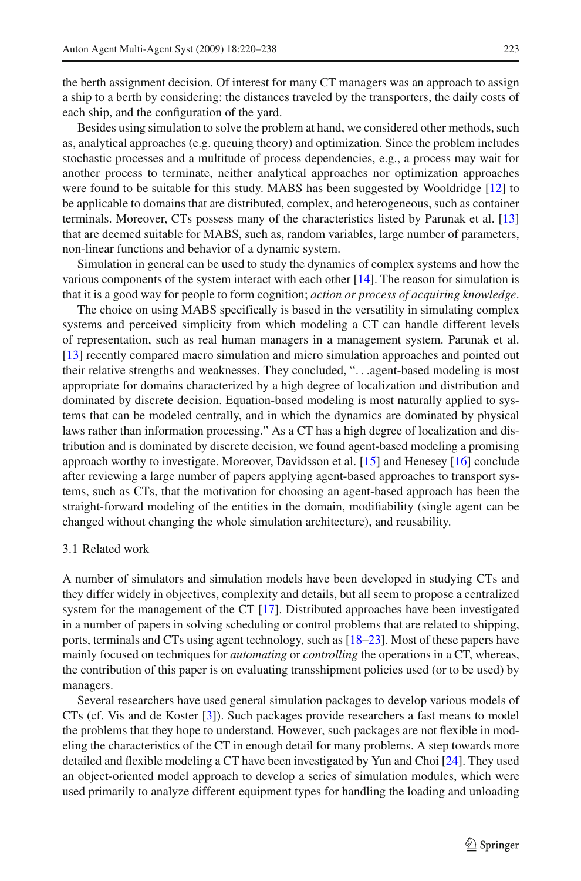the berth assignment decision. Of interest for many CT managers was an approach to assign a ship to a berth by considering: the distances traveled by the transporters, the daily costs of each ship, and the configuration of the yard.

Besides using simulation to solve the problem at hand, we considered other methods, such as, analytical approaches (e.g. queuing theory) and optimization. Since the problem includes stochastic processes and a multitude of process dependencies, e.g., a process may wait for another process to terminate, neither analytical approaches nor optimization approaches were found to be suitable for this study. MABS has been suggested by Wooldridge [12] to be applicable to domains that are distributed, complex, and heterogeneous, such as container terminals. Moreover, CTs possess many of the characteristics listed by Parunak et al. [13] that are deemed suitable for MABS, such as, random variables, large number of parameters, non-linear functions and behavior of a dynamic system.

Simulation in general can be used to study the dynamics of complex systems and how the various components of the system interact with each other [14]. The reason for simulation is that it is a good way for people to form cognition; *action or process of acquiring knowledge*.

The choice on using MABS specifically is based in the versatility in simulating complex systems and perceived simplicity from which modeling a CT can handle different levels of representation, such as real human managers in a management system. Parunak et al. [13] recently compared macro simulation and micro simulation approaches and pointed out their relative strengths and weaknesses. They concluded, "…agent-based modeling is most appropriate for domains characterized by a high degree of localization and distribution and dominated by discrete decision. Equation-based modeling is most naturally applied to systems that can be modeled centrally, and in which the dynamics are dominated by physical laws rather than information processing." As a CT has a high degree of localization and distribution and is dominated by discrete decision, we found agent-based modeling a promising approach worthy to investigate. Moreover, Davidsson et al. [15] and Henesey [16] conclude after reviewing a large number of papers applying agent-based approaches to transport systems, such as CTs, that the motivation for choosing an agent-based approach has been the straight-forward modeling of the entities in the domain, modifiability (single agent can be changed without changing the whole simulation architecture), and reusability.

### 3.1 Related work

A number of simulators and simulation models have been developed in studying CTs and they differ widely in objectives, complexity and details, but all seem to propose a centralized system for the management of the CT [17]. Distributed approaches have been investigated in a number of papers in solving scheduling or control problems that are related to shipping, ports, terminals and CTs using agent technology, such as [18–23]. Most of these papers have mainly focused on techniques for *automating* or *controlling* the operations in a CT, whereas, the contribution of this paper is on evaluating transshipment policies used (or to be used) by managers.

Several researchers have used general simulation packages to develop various models of CTs (cf. Vis and de Koster [3]). Such packages provide researchers a fast means to model the problems that they hope to understand. However, such packages are not flexible in modeling the characteristics of the CT in enough detail for many problems. A step towards more detailed and flexible modeling a CT have been investigated by Yun and Choi [24]. They used an object-oriented model approach to develop a series of simulation modules, which were used primarily to analyze different equipment types for handling the loading and unloading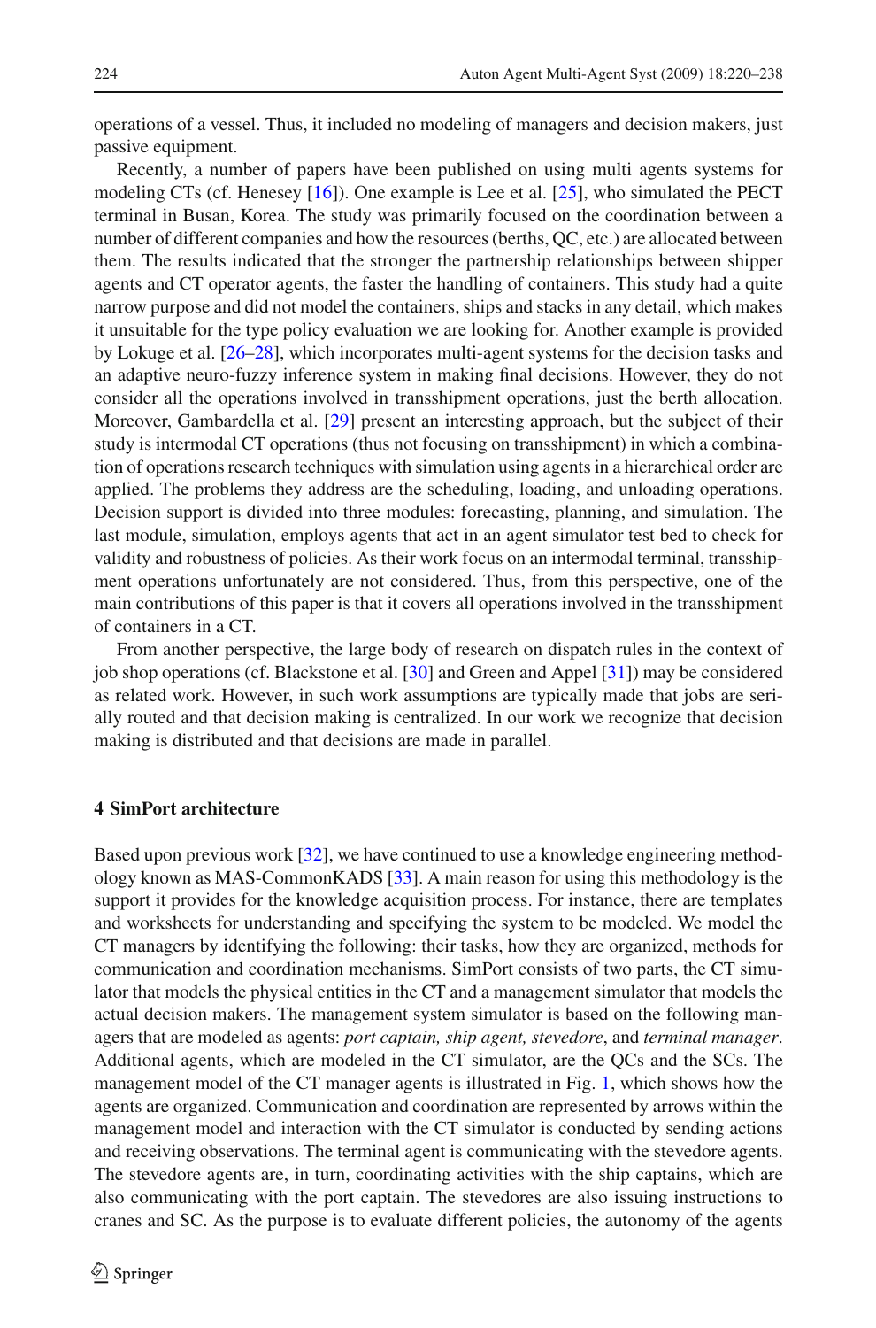operations of a vessel. Thus, it included no modeling of managers and decision makers, just passive equipment.

Recently, a number of papers have been published on using multi agents systems for modeling CTs (cf. Henesey [16]). One example is Lee et al. [25], who simulated the PECT terminal in Busan, Korea. The study was primarily focused on the coordination between a number of different companies and how the resources (berths, QC, etc.) are allocated between them. The results indicated that the stronger the partnership relationships between shipper agents and CT operator agents, the faster the handling of containers. This study had a quite narrow purpose and did not model the containers, ships and stacks in any detail, which makes it unsuitable for the type policy evaluation we are looking for. Another example is provided by Lokuge et al. [26–28], which incorporates multi-agent systems for the decision tasks and an adaptive neuro-fuzzy inference system in making final decisions. However, they do not consider all the operations involved in transshipment operations, just the berth allocation. Moreover, Gambardella et al. [29] present an interesting approach, but the subject of their study is intermodal CT operations (thus not focusing on transshipment) in which a combination of operations research techniques with simulation using agents in a hierarchical order are applied. The problems they address are the scheduling, loading, and unloading operations. Decision support is divided into three modules: forecasting, planning, and simulation. The last module, simulation, employs agents that act in an agent simulator test bed to check for validity and robustness of policies. As their work focus on an intermodal terminal, transshipment operations unfortunately are not considered. Thus, from this perspective, one of the main contributions of this paper is that it covers all operations involved in the transshipment of containers in a CT.

From another perspective, the large body of research on dispatch rules in the context of job shop operations (cf. Blackstone et al. [30] and Green and Appel [31]) may be considered as related work. However, in such work assumptions are typically made that jobs are serially routed and that decision making is centralized. In our work we recognize that decision making is distributed and that decisions are made in parallel.

## 4 SimPort architecture

Based upon previous work [32], we have continued to use a knowledge engineering methodology known as MAS-CommonKADS [33]. A main reason for using this methodology is the support it provides for the knowledge acquisition process. For instance, there are templates and worksheets for understanding and specifying the system to be modeled. We model the CT managers by identifying the following: their tasks, how they are organized, methods for communication and coordination mechanisms. SimPort consists of two parts, the CT simulator that models the physical entities in the CT and a management simulator that models the actual decision makers. The management system simulator is based on the following managers that are modeled as agents: *port captain, ship agent, stevedore*, and *terminal manager*. Additional agents, which are modeled in the CT simulator, are the QCs and the SCs. The management model of the CT manager agents is illustrated in Fig. 1, which shows how the agents are organized. Communication and coordination are represented by arrows within the management model and interaction with the CT simulator is conducted by sending actions and receiving observations. The terminal agent is communicating with the stevedore agents. The stevedore agents are, in turn, coordinating activities with the ship captains, which are also communicating with the port captain. The stevedores are also issuing instructions to cranes and SC. As the purpose is to evaluate different policies, the autonomy of the agents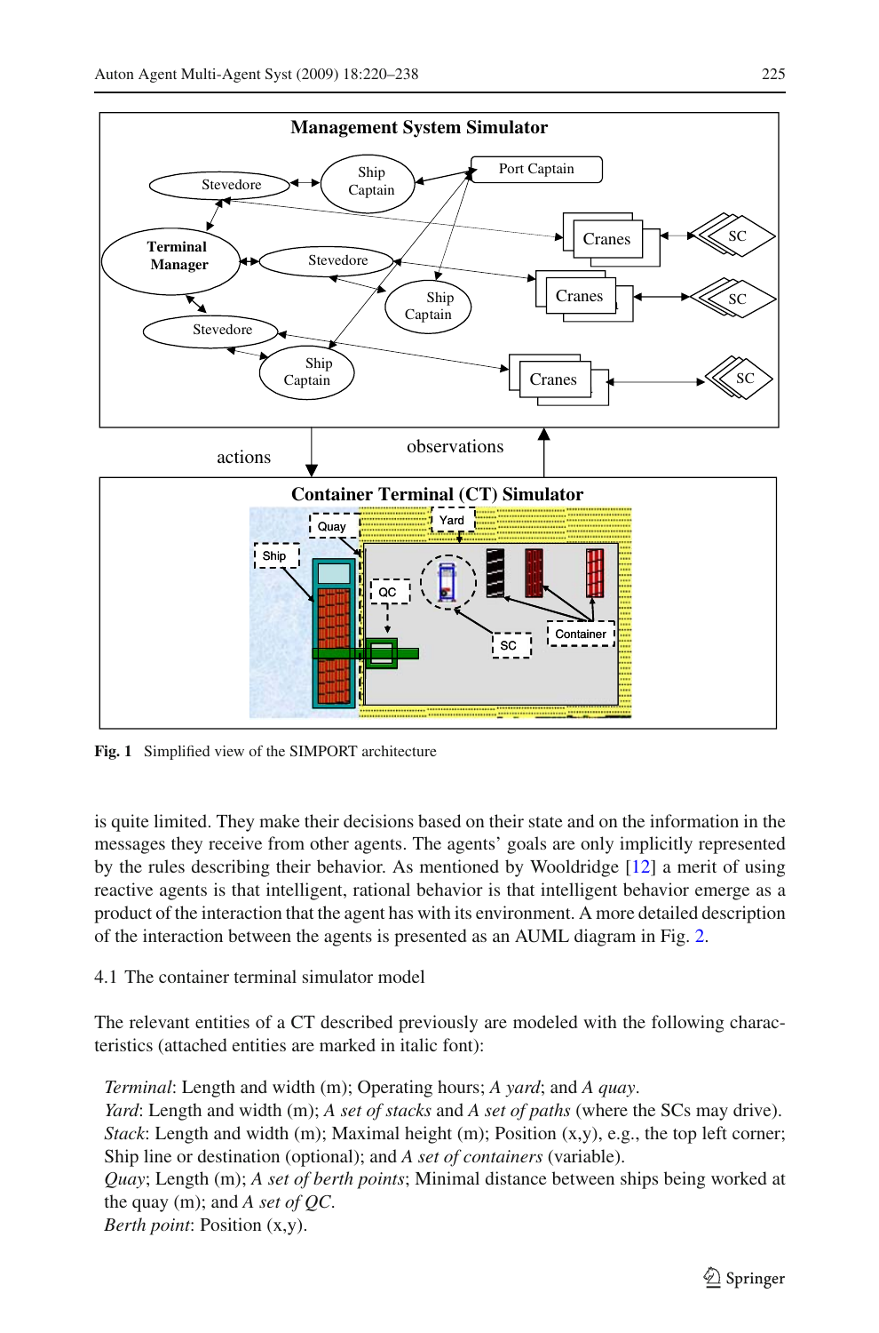Fig. 1 Simplified view of the SIMPORT architecture

is quite limited. They make their decisions based on their state and on the information in the messages they receive from other agents. The agents' goals are only implicitly represented by the rules describing their behavior. As mentioned by Wooldridge [12] a merit of using reactive agents is that intelligent, rational behavior is that intelligent behavior emerge as a product of the interaction that the agent has with its environment. A more detailed description of the interaction between the agents is presented as an AUML diagram in Fig. 2.

### 4.1 The container terminal simulator model

The relevant entities of a CT described previously are modeled with the following characteristics (attached entities are marked in italic font):

*Terminal*: Length and width (m); Operating hours; *A yard*; and *A quay*.
*Yard*: Length and width (m); *A set of stacks* and *A set of paths* (where the SCs may drive).
*Stack*: Length and width (m); Maximal height (m); Position (x,y), e.g., the top left corner; Ship line or destination (optional); and *A set of containers* (variable).
*Quay*; Length (m); *A set of berth points*; Minimal distance between ships being worked at the quay (m); and *A set of QC*.
*Berth point*: Position (x,y).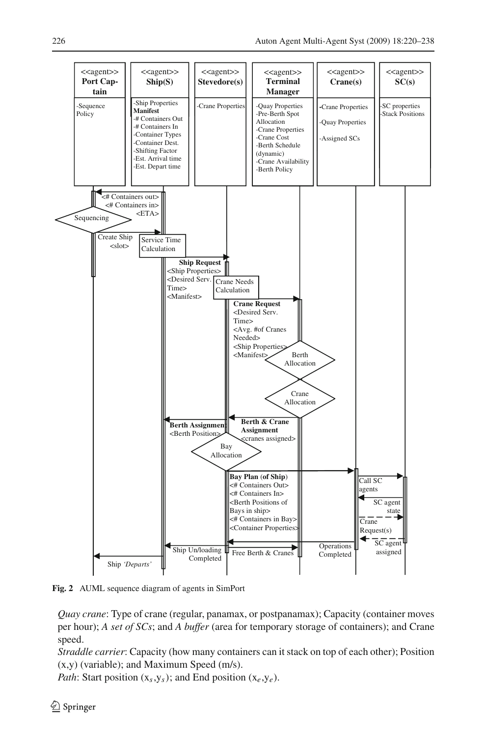**Fig. 2** AUML sequence diagram of agents in SimPort

*Quay crane*: Type of crane (regular, panamax, or postpanamax); Capacity (container moves per hour); *A set of SCs*; and *A buffer* (area for temporary storage of containers); and Crane speed.

*Straddle carrier*: Capacity (how many containers can it stack on top of each other); Position (x,y) (variable); and Maximum Speed (m/s).

*Path*: Start position ($x_s$,$y_s$); and End position ($x_e$,$y_e$).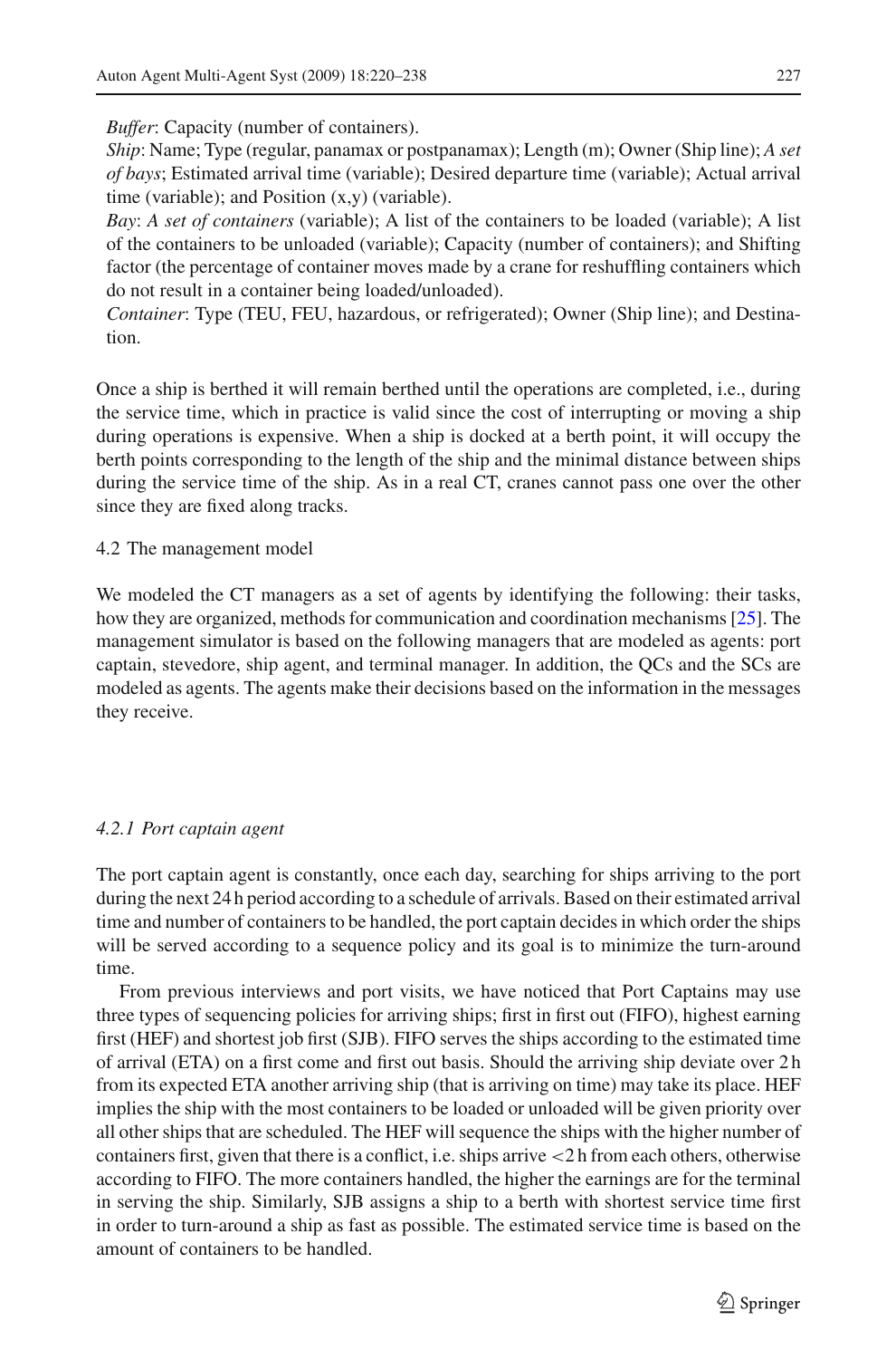*Buffer*: Capacity (number of containers).

*Ship*: Name; Type (regular, panamax or postpanamax); Length (m); Owner (Ship line); *A set of bays*; Estimated arrival time (variable); Desired departure time (variable); Actual arrival time (variable); and Position (x,y) (variable).

*Bay*: *A set of containers* (variable); A list of the containers to be loaded (variable); A list of the containers to be unloaded (variable); Capacity (number of containers); and Shifting factor (the percentage of container moves made by a crane for reshuffling containers which do not result in a container being loaded/unloaded).

*Container*: Type (TEU, FEU, hazardous, or refrigerated); Owner (Ship line); and Destination.

Once a ship is berthed it will remain berthed until the operations are completed, i.e., during the service time, which in practice is valid since the cost of interrupting or moving a ship during operations is expensive. When a ship is docked at a berth point, it will occupy the berth points corresponding to the length of the ship and the minimal distance between ships during the service time of the ship. As in a real CT, cranes cannot pass one over the other since they are fixed along tracks.

### 4.2 The management model

We modeled the CT managers as a set of agents by identifying the following: their tasks, how they are organized, methods for communication and coordination mechanisms [25]. The management simulator is based on the following managers that are modeled as agents: port captain, stevedore, ship agent, and terminal manager. In addition, the QCs and the SCs are modeled as agents. The agents make their decisions based on the information in the messages they receive.

#### *4.2.1 Port captain agent*

The port captain agent is constantly, once each day, searching for ships arriving to the port during the next 24 h period according to a schedule of arrivals. Based on their estimated arrival time and number of containers to be handled, the port captain decides in which order the ships will be served according to a sequence policy and its goal is to minimize the turn-around time.

From previous interviews and port visits, we have noticed that Port Captains may use three types of sequencing policies for arriving ships; first in first out (FIFO), highest earning first (HEF) and shortest job first (SJB). FIFO serves the ships according to the estimated time of arrival (ETA) on a first come and first out basis. Should the arriving ship deviate over 2 h from its expected ETA another arriving ship (that is arriving on time) may take its place. HEF implies the ship with the most containers to be loaded or unloaded will be given priority over all other ships that are scheduled. The HEF will sequence the ships with the higher number of containers first, given that there is a conflict, i.e. ships arrive $<2$ h from each others, otherwise according to FIFO. The more containers handled, the higher the earnings are for the terminal in serving the ship. Similarly, SJB assigns a ship to a berth with shortest service time first in order to turn-around a ship as fast as possible. The estimated service time is based on the amount of containers to be handled.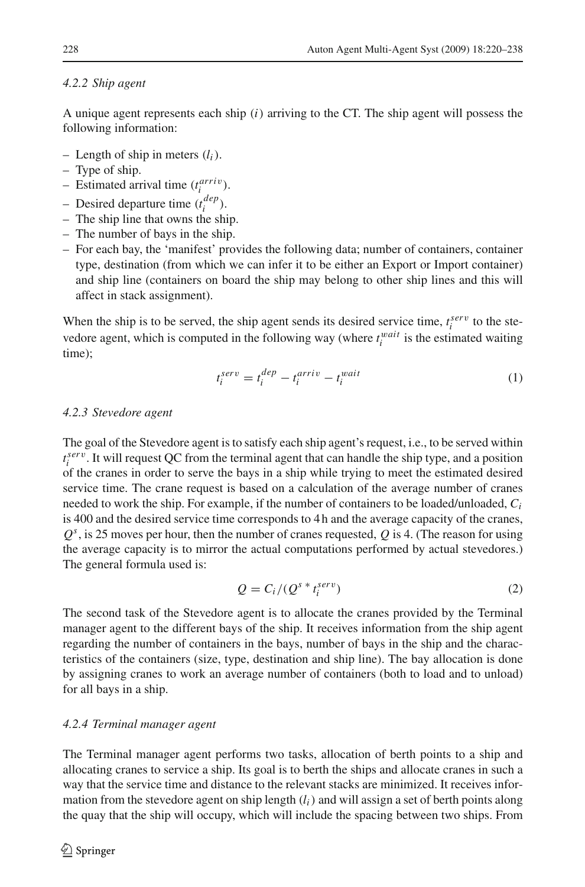#### 4.2.2 Ship agent

A unique agent represents each ship ($i$) arriving to the CT. The ship agent will possess the following information:

- Length of ship in meters ($l_i$).
- Type of ship.
- Estimated arrival time ($t_i^{arriv}$).
- Desired departure time ($t_i^{dep}$).
- The ship line that owns the ship.
- The number of bays in the ship.
- For each bay, the 'manifest' provides the following data; number of containers, container type, destination (from which we can infer it to be either an Export or Import container) and ship line (containers on board the ship may belong to other ship lines and this will affect in stack assignment).

When the ship is to be served, the ship agent sends its desired service time, $t_i^{serv}$ to the stevedore agent, which is computed in the following way (where $t_i^{wait}$ is the estimated waiting time);

$$t_i^{serv} = t_i^{dep} - t_i^{arriv} - t_i^{wait} \tag{1}$$

#### 4.2.3 Stevedore agent

The goal of the Stevedore agent is to satisfy each ship agent's request, i.e., to be served within $t_i^{serv}$. It will request QC from the terminal agent that can handle the ship type, and a position of the cranes in order to serve the bays in a ship while trying to meet the estimated desired service time. The crane request is based on a calculation of the average number of cranes needed to work the ship. For example, if the number of containers to be loaded/unloaded, $C_i$ is 400 and the desired service time corresponds to 4 h and the average capacity of the cranes, $Q^s$, is 25 moves per hour, then the number of cranes requested, $Q$ is 4. (The reason for using the average capacity is to mirror the actual computations performed by actual stevedores.) The general formula used is:

$$Q = C_i/(Q^s * t_i^{serv}) \tag{2}$$

The second task of the Stevedore agent is to allocate the cranes provided by the Terminal manager agent to the different bays of the ship. It receives information from the ship agent regarding the number of containers in the bays, number of bays in the ship and the characteristics of the containers (size, type, destination and ship line). The bay allocation is done by assigning cranes to work an average number of containers (both to load and to unload) for all bays in a ship.

#### 4.2.4 Terminal manager agent

The Terminal manager agent performs two tasks, allocation of berth points to a ship and allocating cranes to service a ship. Its goal is to berth the ships and allocate cranes in such a way that the service time and distance to the relevant stacks are minimized. It receives information from the stevedore agent on ship length ($l_i$) and will assign a set of berth points along the quay that the ship will occupy, which will include the spacing between two ships. From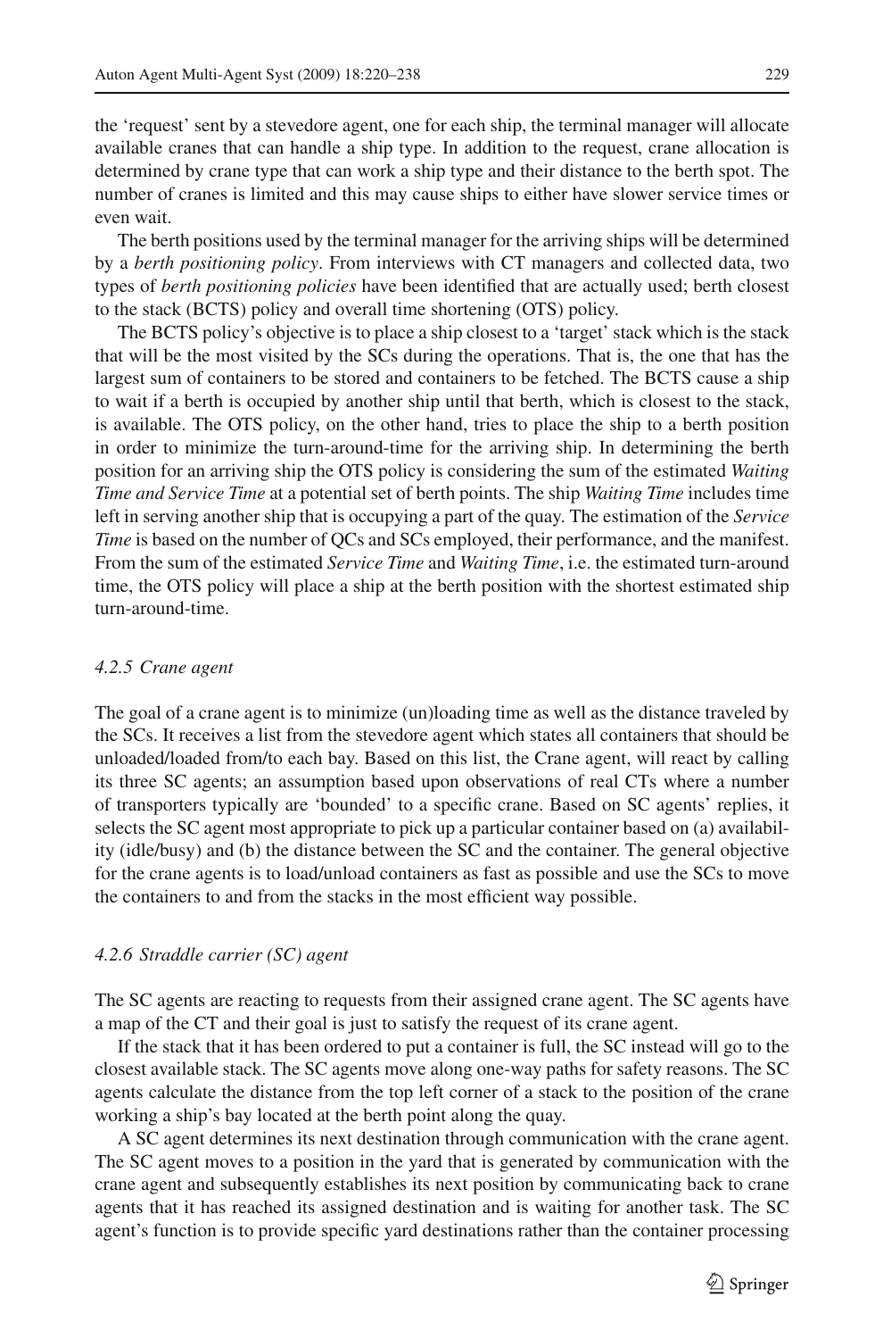the 'request' sent by a stevedore agent, one for each ship, the terminal manager will allocate available cranes that can handle a ship type. In addition to the request, crane allocation is determined by crane type that can work a ship type and their distance to the berth spot. The number of cranes is limited and this may cause ships to either have slower service times or even wait.

The berth positions used by the terminal manager for the arriving ships will be determined by a *berth positioning policy*. From interviews with CT managers and collected data, two types of *berth positioning policies* have been identified that are actually used; berth closest to the stack (BCTS) policy and overall time shortening (OTS) policy.

The BCTS policy's objective is to place a ship closest to a 'target' stack which is the stack that will be the most visited by the SCs during the operations. That is, the one that has the largest sum of containers to be stored and containers to be fetched. The BCTS cause a ship to wait if a berth is occupied by another ship until that berth, which is closest to the stack, is available. The OTS policy, on the other hand, tries to place the ship to a berth position in order to minimize the turn-around-time for the arriving ship. In determining the berth position for an arriving ship the OTS policy is considering the sum of the estimated *Waiting Time and Service Time* at a potential set of berth points. The ship *Waiting Time* includes time left in serving another ship that is occupying a part of the quay. The estimation of the *Service Time* is based on the number of QCs and SCs employed, their performance, and the manifest. From the sum of the estimated *Service Time* and *Waiting Time*, i.e. the estimated turn-around time, the OTS policy will place a ship at the berth position with the shortest estimated ship turn-around-time.

#### *4.2.5 Crane agent*

The goal of a crane agent is to minimize (un)loading time as well as the distance traveled by the SCs. It receives a list from the stevedore agent which states all containers that should be unloaded/loaded from/to each bay. Based on this list, the Crane agent, will react by calling its three SC agents; an assumption based upon observations of real CTs where a number of transporters typically are 'bounded' to a specific crane. Based on SC agents' replies, it selects the SC agent most appropriate to pick up a particular container based on (a) availability (idle/busy) and (b) the distance between the SC and the container. The general objective for the crane agents is to load/unload containers as fast as possible and use the SCs to move the containers to and from the stacks in the most efficient way possible.

#### *4.2.6 Straddle carrier (SC) agent*

The SC agents are reacting to requests from their assigned crane agent. The SC agents have a map of the CT and their goal is just to satisfy the request of its crane agent.

If the stack that it has been ordered to put a container is full, the SC instead will go to the closest available stack. The SC agents move along one-way paths for safety reasons. The SC agents calculate the distance from the top left corner of a stack to the position of the crane working a ship's bay located at the berth point along the quay.

A SC agent determines its next destination through communication with the crane agent. The SC agent moves to a position in the yard that is generated by communication with the crane agent and subsequently establishes its next position by communicating back to crane agents that it has reached its assigned destination and is waiting for another task. The SC agent's function is to provide specific yard destinations rather than the container processing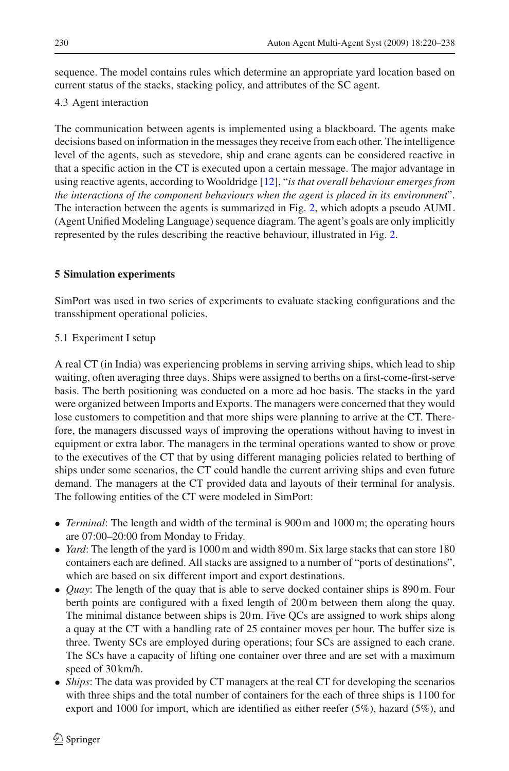sequence. The model contains rules which determine an appropriate yard location based on current status of the stacks, stacking policy, and attributes of the SC agent.

### 4.3 Agent interaction

The communication between agents is implemented using a blackboard. The agents make decisions based on information in the messages they receive from each other. The intelligence level of the agents, such as stevedore, ship and crane agents can be considered reactive in that a specific action in the CT is executed upon a certain message. The major advantage in using reactive agents, according to Wooldridge [12], "*is that overall behaviour emerges from the interactions of the component behaviours when the agent is placed in its environment*". The interaction between the agents is summarized in Fig. 2, which adopts a pseudo AUML (Agent Unified Modeling Language) sequence diagram. The agent's goals are only implicitly represented by the rules describing the reactive behaviour, illustrated in Fig. 2.

## 5 Simulation experiments

SimPort was used in two series of experiments to evaluate stacking configurations and the transshipment operational policies.

### 5.1 Experiment I setup

A real CT (in India) was experiencing problems in serving arriving ships, which lead to ship waiting, often averaging three days. Ships were assigned to berths on a first-come-first-serve basis. The berth positioning was conducted on a more ad hoc basis. The stacks in the yard were organized between Imports and Exports. The managers were concerned that they would lose customers to competition and that more ships were planning to arrive at the CT. Therefore, the managers discussed ways of improving the operations without having to invest in equipment or extra labor. The managers in the terminal operations wanted to show or prove to the executives of the CT that by using different managing policies related to berthing of ships under some scenarios, the CT could handle the current arriving ships and even future demand. The managers at the CT provided data and layouts of their terminal for analysis. The following entities of the CT were modeled in SimPort:

- *Terminal*: The length and width of the terminal is 900 m and 1000 m; the operating hours are 07:00–20:00 from Monday to Friday.
- *Yard*: The length of the yard is 1000 m and width 890 m. Six large stacks that can store 180 containers each are defined. All stacks are assigned to a number of "ports of destinations", which are based on six different import and export destinations.
- *Quay*: The length of the quay that is able to serve docked container ships is 890 m. Four berth points are configured with a fixed length of 200 m between them along the quay. The minimal distance between ships is 20 m. Five QCs are assigned to work ships along a quay at the CT with a handling rate of 25 container moves per hour. The buffer size is three. Twenty SCs are employed during operations; four SCs are assigned to each crane. The SCs have a capacity of lifting one container over three and are set with a maximum speed of 30 km/h.
- *Ships*: The data was provided by CT managers at the real CT for developing the scenarios with three ships and the total number of containers for the each of three ships is 1100 for export and 1000 for import, which are identified as either reefer (5%), hazard (5%), and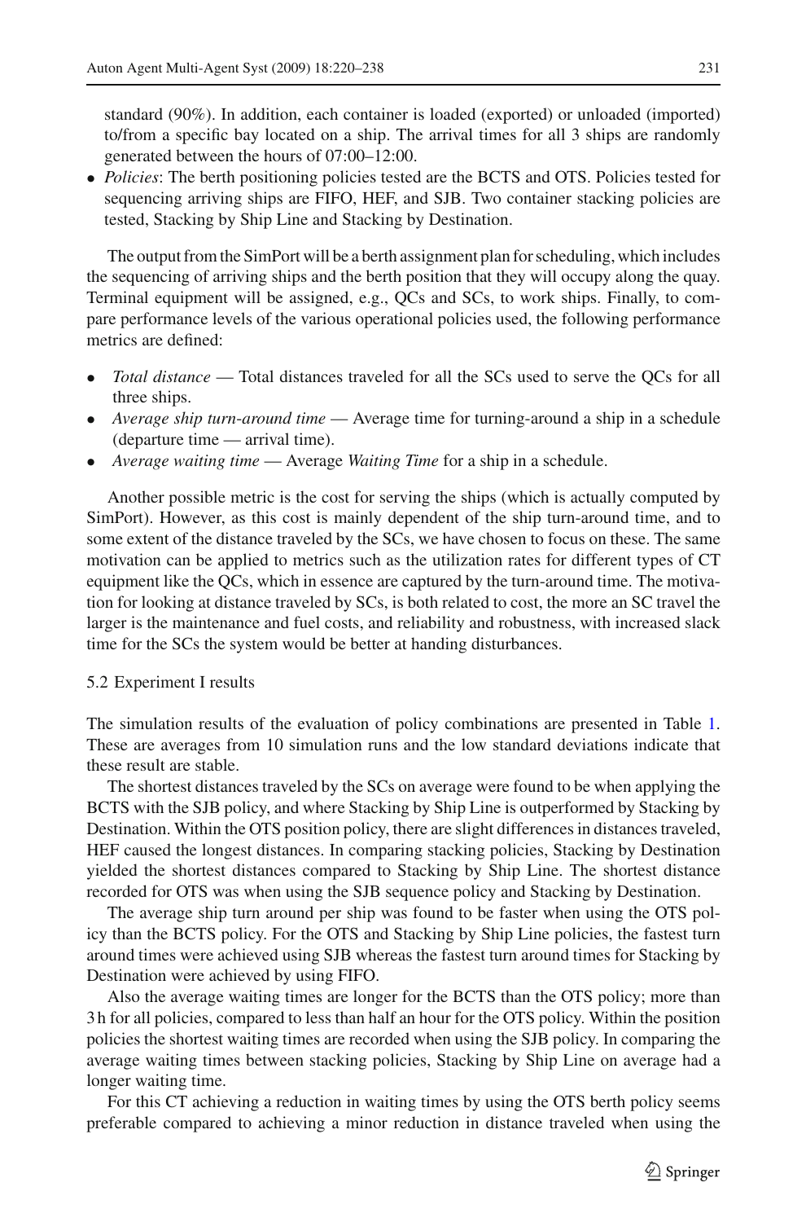standard (90%). In addition, each container is loaded (exported) or unloaded (imported) to/from a specific bay located on a ship. The arrival times for all 3 ships are randomly generated between the hours of 07:00–12:00.

- *Policies*: The berth positioning policies tested are the BCTS and OTS. Policies tested for sequencing arriving ships are FIFO, HEF, and SJB. Two container stacking policies are tested, Stacking by Ship Line and Stacking by Destination.

The output from the SimPort will be a berth assignment plan for scheduling, which includes the sequencing of arriving ships and the berth position that they will occupy along the quay. Terminal equipment will be assigned, e.g., QCs and SCs, to work ships. Finally, to compare performance levels of the various operational policies used, the following performance metrics are defined:

- *Total distance* — Total distances traveled for all the SCs used to serve the QCs for all three ships.
- *Average ship turn-around time* — Average time for turning-around a ship in a schedule (departure time — arrival time).
- *Average waiting time* — Average *Waiting Time* for a ship in a schedule.

Another possible metric is the cost for serving the ships (which is actually computed by SimPort). However, as this cost is mainly dependent of the ship turn-around time, and to some extent of the distance traveled by the SCs, we have chosen to focus on these. The same motivation can be applied to metrics such as the utilization rates for different types of CT equipment like the QCs, which in essence are captured by the turn-around time. The motivation for looking at distance traveled by SCs, is both related to cost, the more an SC travel the larger is the maintenance and fuel costs, and reliability and robustness, with increased slack time for the SCs the system would be better at handing disturbances.

### 5.2 Experiment I results

The simulation results of the evaluation of policy combinations are presented in Table 1. These are averages from 10 simulation runs and the low standard deviations indicate that these result are stable.

The shortest distances traveled by the SCs on average were found to be when applying the BCTS with the SJB policy, and where Stacking by Ship Line is outperformed by Stacking by Destination. Within the OTS position policy, there are slight differences in distances traveled, HEF caused the longest distances. In comparing stacking policies, Stacking by Destination yielded the shortest distances compared to Stacking by Ship Line. The shortest distance recorded for OTS was when using the SJB sequence policy and Stacking by Destination.

The average ship turn around per ship was found to be faster when using the OTS policy than the BCTS policy. For the OTS and Stacking by Ship Line policies, the fastest turn around times were achieved using SJB whereas the fastest turn around times for Stacking by Destination were achieved by using FIFO.

Also the average waiting times are longer for the BCTS than the OTS policy; more than 3 h for all policies, compared to less than half an hour for the OTS policy. Within the position policies the shortest waiting times are recorded when using the SJB policy. In comparing the average waiting times between stacking policies, Stacking by Ship Line on average had a longer waiting time.

For this CT achieving a reduction in waiting times by using the OTS berth policy seems preferable compared to achieving a minor reduction in distance traveled when using the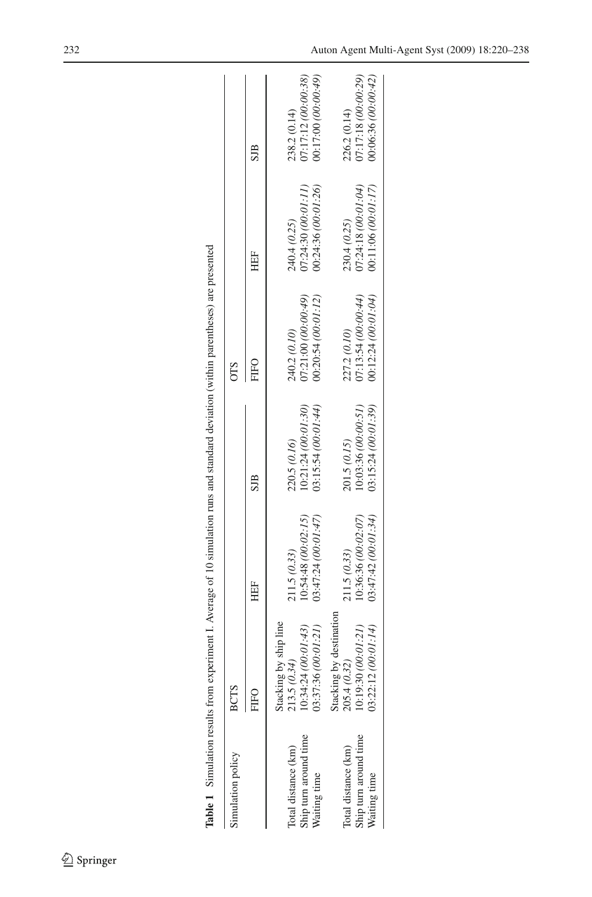**Table 1** Simulation results from experiment I. Average of 10 simulation runs and standard deviation (within parentheses) are presented

| Simulation policy | BCTS | | | OTS | | |
|---|---|---|---|---|---|---|
| | FIFO | HEF | SJB | FIFO | HEF | SJB |
| | Stacking by ship line | | | | | |
| Total distance (km) | 213.5 *(0.34)* | 211.5 *(0.33)* | 220.5 *(0.16)* | 240.2 *(0.10)* | 240.4 *(0.25)* | 238.2 (0.14) |
| Ship turn around time | 10:34:24 *(00:01:43)* | 10:54:48 *(00:02:15)* | 10:21:24 *(00:01:30)* | 07:21:00 *(00:00:49)* | 07:24:30 *(00:01:11)* | 07:17:12 *(00:00:38)* |
| Waiting time | 03:37:36 *(00:01:21)* | 03:47:24 *(00:01:47)* | 03:15:54 *(00:01:44)* | 00:20:54 *(00:01:12)* | 00:24:36 *(00:01:26)* | 00:17:00 *(00:00:49)* |
| | Stacking by destination | | | | | |
| Total distance (km) | 205.4 *(0.32)* | 211.5 *(0.33)* | 201.5 *(0.15)* | 227.2 *(0.10)* | 230.4 *(0.25)* | 226.2 (0.14) |
| Ship turn around time | 10:19:30 *(00:01:21)* | 10:36:36 *(00:02:07)* | 10:03:36 *(00:00:51)* | 07:13:54 *(00:00:44)* | 07:24:18 *(00:01:04)* | 07:17:18 *(00:00:29)* |
| Waiting time | 03:22:12 *(00:01:14)* | 03:47:42 *(00:01:34)* | 03:15:24 *(00:01:39)* | 00:12:24 *(00:01:04)* | 00:11:06 *(00:01:17)* | 00:06:36 *(00:00:42)* |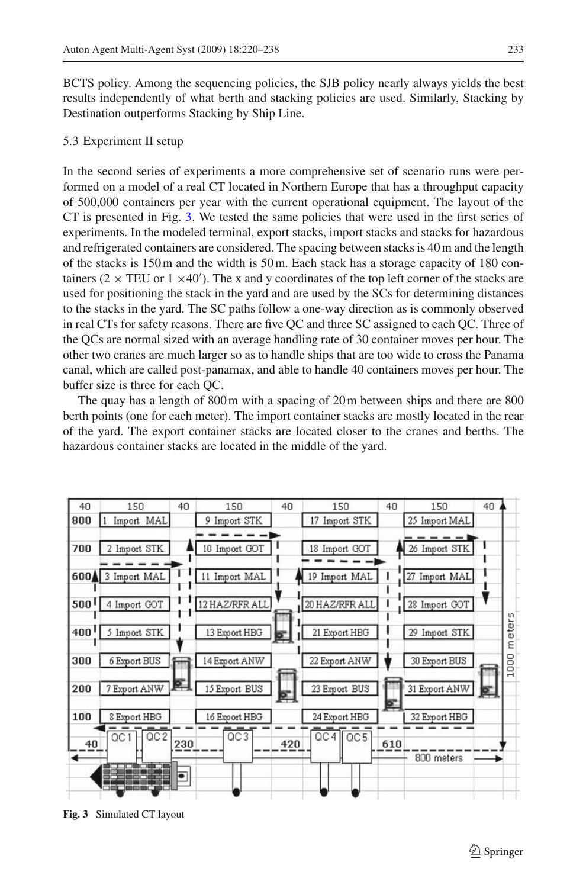BCTS policy. Among the sequencing policies, the SJB policy nearly always yields the best results independently of what berth and stacking policies are used. Similarly, Stacking by Destination outperforms Stacking by Ship Line.

### 5.3 Experiment II setup

In the second series of experiments a more comprehensive set of scenario runs were performed on a model of a real CT located in Northern Europe that has a throughput capacity of 500,000 containers per year with the current operational equipment. The layout of the CT is presented in Fig. 3. We tested the same policies that were used in the first series of experiments. In the modeled terminal, export stacks, import stacks and stacks for hazardous and refrigerated containers are considered. The spacing between stacks is 40 m and the length of the stacks is 150 m and the width is 50 m. Each stack has a storage capacity of 180 containers (2 × TEU or 1 ×40′). The x and y coordinates of the top left corner of the stacks are used for positioning the stack in the yard and are used by the SCs for determining distances to the stacks in the yard. The SC paths follow a one-way direction as is commonly observed in real CTs for safety reasons. There are five QC and three SC assigned to each QC. Three of the QCs are normal sized with an average handling rate of 30 container moves per hour. The other two cranes are much larger so as to handle ships that are too wide to cross the Panama canal, which are called post-panamax, and able to handle 40 containers moves per hour. The buffer size is three for each QC.

The quay has a length of 800 m with a spacing of 20 m between ships and there are 800 berth points (one for each meter). The import container stacks are mostly located in the rear of the yard. The export container stacks are located closer to the cranes and berths. The hazardous container stacks are located in the middle of the yard.

**Fig. 3** Simulated CT layout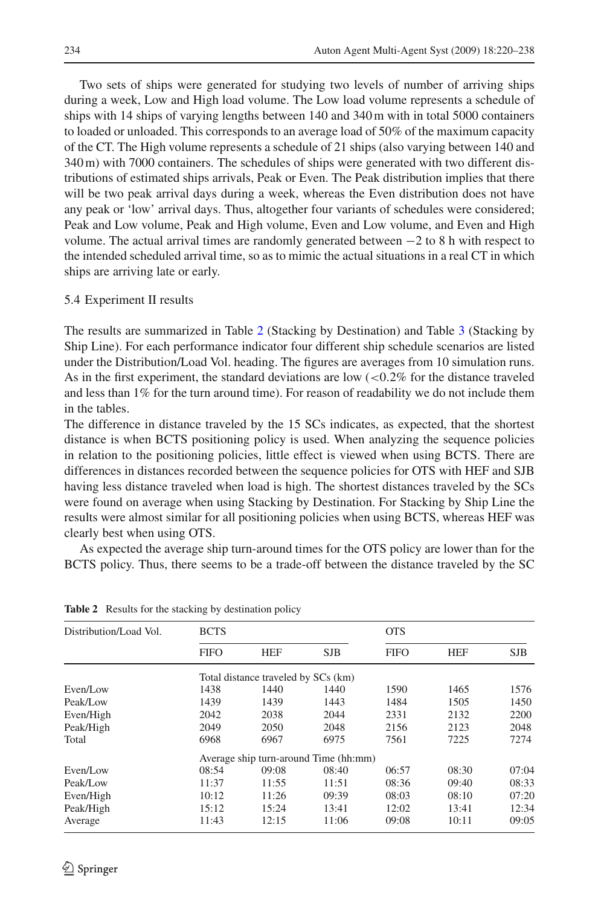Two sets of ships were generated for studying two levels of number of arriving ships during a week, Low and High load volume. The Low load volume represents a schedule of ships with 14 ships of varying lengths between 140 and 340 m with in total 5000 containers to loaded or unloaded. This corresponds to an average load of 50% of the maximum capacity of the CT. The High volume represents a schedule of 21 ships (also varying between 140 and 340 m) with 7000 containers. The schedules of ships were generated with two different distributions of estimated ships arrivals, Peak or Even. The Peak distribution implies that there will be two peak arrival days during a week, whereas the Even distribution does not have any peak or 'low' arrival days. Thus, altogether four variants of schedules were considered; Peak and Low volume, Peak and High volume, Even and Low volume, and Even and High volume. The actual arrival times are randomly generated between −2 to 8 h with respect to the intended scheduled arrival time, so as to mimic the actual situations in a real CT in which ships are arriving late or early.

### 5.4 Experiment II results

The results are summarized in Table 2 (Stacking by Destination) and Table 3 (Stacking by Ship Line). For each performance indicator four different ship schedule scenarios are listed under the Distribution/Load Vol. heading. The figures are averages from 10 simulation runs. As in the first experiment, the standard deviations are low (<0.2% for the distance traveled and less than 1% for the turn around time). For reason of readability we do not include them in the tables.

The difference in distance traveled by the 15 SCs indicates, as expected, that the shortest distance is when BCTS positioning policy is used. When analyzing the sequence policies in relation to the positioning policies, little effect is viewed when using BCTS. There are differences in distances recorded between the sequence policies for OTS with HEF and SJB having less distance traveled when load is high. The shortest distances traveled by the SCs were found on average when using Stacking by Destination. For Stacking by Ship Line the results were almost similar for all positioning policies when using BCTS, whereas HEF was clearly best when using OTS.

As expected the average ship turn-around times for the OTS policy are lower than for the BCTS policy. Thus, there seems to be a trade-off between the distance traveled by the SC

**Table 2** Results for the stacking by destination policy

| Distribution/Load Vol. | BCTS | | | OTS | | |
|---|---|---|---|---|---|---|
| | FIFO | HEF | SJB | FIFO | HEF | SJB |
| | Total distance traveled by SCs (km) | | | | | |
| Even/Low | 1438 | 1440 | 1440 | 1590 | 1465 | 1576 |
| Peak/Low | 1439 | 1439 | 1443 | 1484 | 1505 | 1450 |
| Even/High | 2042 | 2038 | 2044 | 2331 | 2132 | 2200 |
| Peak/High | 2049 | 2050 | 2048 | 2156 | 2123 | 2048 |
| Total | 6968 | 6967 | 6975 | 7561 | 7225 | 7274 |
| | Average ship turn-around Time (hh:mm) | | | | | |
| Even/Low | 08:54 | 09:08 | 08:40 | 06:57 | 08:30 | 07:04 |
| Peak/Low | 11:37 | 11:55 | 11:51 | 08:36 | 09:40 | 08:33 |
| Even/High | 10:12 | 11:26 | 09:39 | 08:03 | 08:10 | 07:20 |
| Peak/High | 15:12 | 15:24 | 13:41 | 12:02 | 13:41 | 12:34 |
| Average | 11:43 | 12:15 | 11:06 | 09:08 | 10:11 | 09:05 |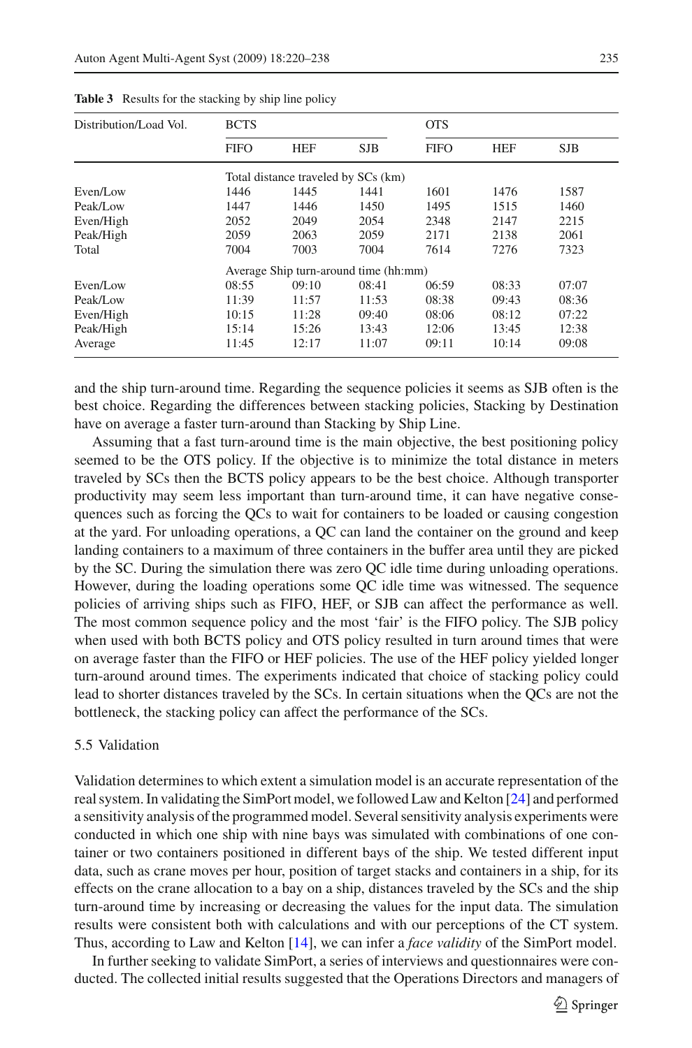**Table 3** Results for the stacking by ship line policy

| Distribution/Load Vol. | BCTS | | | OTS | | |
|---|---|---|---|---|---|---|
| | FIFO | HEF | SJB | FIFO | HEF | SJB |
| | Total distance traveled by SCs (km) | | | | | |
| Even/Low | 1446 | 1445 | 1441 | 1601 | 1476 | 1587 |
| Peak/Low | 1447 | 1446 | 1450 | 1495 | 1515 | 1460 |
| Even/High | 2052 | 2049 | 2054 | 2348 | 2147 | 2215 |
| Peak/High | 2059 | 2063 | 2059 | 2171 | 2138 | 2061 |
| Total | 7004 | 7003 | 7004 | 7614 | 7276 | 7323 |
| | Average Ship turn-around time (hh:mm) | | | | | |
| Even/Low | 08:55 | 09:10 | 08:41 | 06:59 | 08:33 | 07:07 |
| Peak/Low | 11:39 | 11:57 | 11:53 | 08:38 | 09:43 | 08:36 |
| Even/High | 10:15 | 11:28 | 09:40 | 08:06 | 08:12 | 07:22 |
| Peak/High | 15:14 | 15:26 | 13:43 | 12:06 | 13:45 | 12:38 |
| Average | 11:45 | 12:17 | 11:07 | 09:11 | 10:14 | 09:08 |

and the ship turn-around time. Regarding the sequence policies it seems as SJB often is the best choice. Regarding the differences between stacking policies, Stacking by Destination have on average a faster turn-around than Stacking by Ship Line.

Assuming that a fast turn-around time is the main objective, the best positioning policy seemed to be the OTS policy. If the objective is to minimize the total distance in meters traveled by SCs then the BCTS policy appears to be the best choice. Although transporter productivity may seem less important than turn-around time, it can have negative consequences such as forcing the QCs to wait for containers to be loaded or causing congestion at the yard. For unloading operations, a QC can land the container on the ground and keep landing containers to a maximum of three containers in the buffer area until they are picked by the SC. During the simulation there was zero QC idle time during unloading operations. However, during the loading operations some QC idle time was witnessed. The sequence policies of arriving ships such as FIFO, HEF, or SJB can affect the performance as well. The most common sequence policy and the most 'fair' is the FIFO policy. The SJB policy when used with both BCTS policy and OTS policy resulted in turn around times that were on average faster than the FIFO or HEF policies. The use of the HEF policy yielded longer turn-around around times. The experiments indicated that choice of stacking policy could lead to shorter distances traveled by the SCs. In certain situations when the QCs are not the bottleneck, the stacking policy can affect the performance of the SCs.

### 5.5 Validation

Validation determines to which extent a simulation model is an accurate representation of the real system. In validating the SimPort model, we followed Law and Kelton [24] and performed a sensitivity analysis of the programmed model. Several sensitivity analysis experiments were conducted in which one ship with nine bays was simulated with combinations of one container or two containers positioned in different bays of the ship. We tested different input data, such as crane moves per hour, position of target stacks and containers in a ship, for its effects on the crane allocation to a bay on a ship, distances traveled by the SCs and the ship turn-around time by increasing or decreasing the values for the input data. The simulation results were consistent both with calculations and with our perceptions of the CT system. Thus, according to Law and Kelton [14], we can infer a *face validity* of the SimPort model.

In further seeking to validate SimPort, a series of interviews and questionnaires were conducted. The collected initial results suggested that the Operations Directors and managers of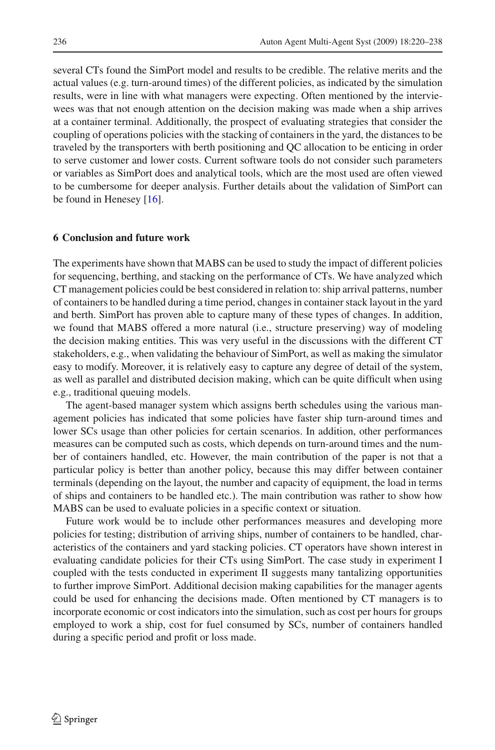several CTs found the SimPort model and results to be credible. The relative merits and the actual values (e.g. turn-around times) of the different policies, as indicated by the simulation results, were in line with what managers were expecting. Often mentioned by the interviewees was that not enough attention on the decision making was made when a ship arrives at a container terminal. Additionally, the prospect of evaluating strategies that consider the coupling of operations policies with the stacking of containers in the yard, the distances to be traveled by the transporters with berth positioning and QC allocation to be enticing in order to serve customer and lower costs. Current software tools do not consider such parameters or variables as SimPort does and analytical tools, which are the most used are often viewed to be cumbersome for deeper analysis. Further details about the validation of SimPort can be found in Henesey [16].

## 6 Conclusion and future work

The experiments have shown that MABS can be used to study the impact of different policies for sequencing, berthing, and stacking on the performance of CTs. We have analyzed which CT management policies could be best considered in relation to: ship arrival patterns, number of containers to be handled during a time period, changes in container stack layout in the yard and berth. SimPort has proven able to capture many of these types of changes. In addition, we found that MABS offered a more natural (i.e., structure preserving) way of modeling the decision making entities. This was very useful in the discussions with the different CT stakeholders, e.g., when validating the behaviour of SimPort, as well as making the simulator easy to modify. Moreover, it is relatively easy to capture any degree of detail of the system, as well as parallel and distributed decision making, which can be quite difficult when using e.g., traditional queuing models.

The agent-based manager system which assigns berth schedules using the various management policies has indicated that some policies have faster ship turn-around times and lower SCs usage than other policies for certain scenarios. In addition, other performances measures can be computed such as costs, which depends on turn-around times and the number of containers handled, etc. However, the main contribution of the paper is not that a particular policy is better than another policy, because this may differ between container terminals (depending on the layout, the number and capacity of equipment, the load in terms of ships and containers to be handled etc.). The main contribution was rather to show how MABS can be used to evaluate policies in a specific context or situation.

Future work would be to include other performances measures and developing more policies for testing; distribution of arriving ships, number of containers to be handled, characteristics of the containers and yard stacking policies. CT operators have shown interest in evaluating candidate policies for their CTs using SimPort. The case study in experiment I coupled with the tests conducted in experiment II suggests many tantalizing opportunities to further improve SimPort. Additional decision making capabilities for the manager agents could be used for enhancing the decisions made. Often mentioned by CT managers is to incorporate economic or cost indicators into the simulation, such as cost per hours for groups employed to work a ship, cost for fuel consumed by SCs, number of containers handled during a specific period and profit or loss made.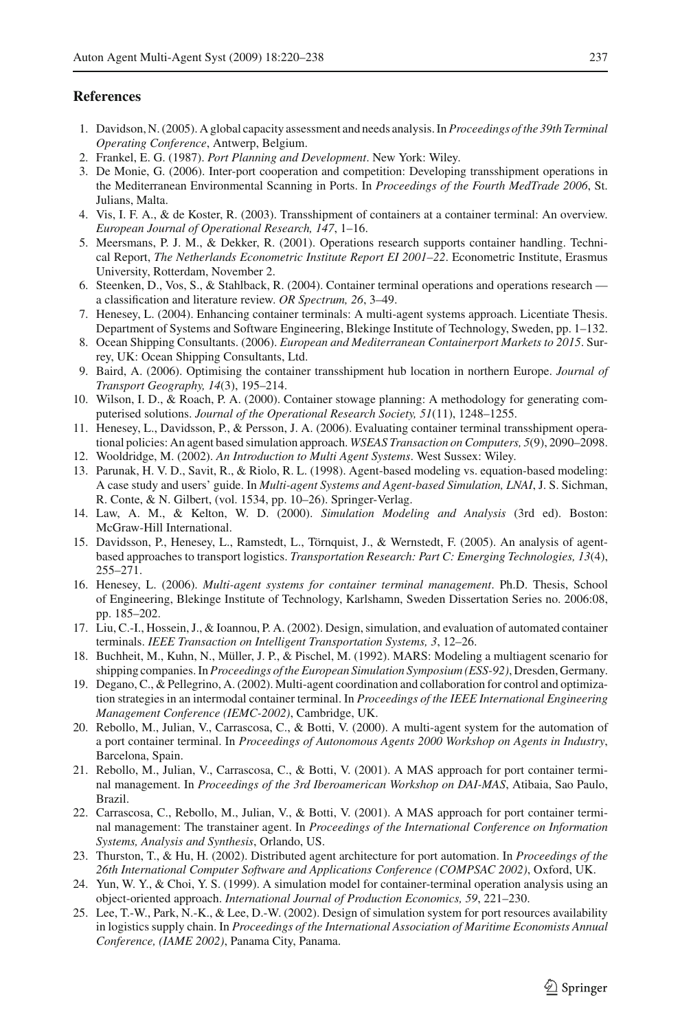## References

1. Davidson, N. (2005). A global capacity assessment and needs analysis. In *Proceedings of the 39th Terminal Operating Conference*, Antwerp, Belgium.
2. Frankel, E. G. (1987). *Port Planning and Development*. New York: Wiley.
3. De Monie, G. (2006). Inter-port cooperation and competition: Developing transshipment operations in the Mediterranean Environmental Scanning in Ports. In *Proceedings of the Fourth MedTrade 2006*, St. Julians, Malta.
4. Vis, I. F. A., & de Koster, R. (2003). Transshipment of containers at a container terminal: An overview. *European Journal of Operational Research, 147*, 1–16.
5. Meersmans, P. J. M., & Dekker, R. (2001). Operations research supports container handling. Technical Report, *The Netherlands Econometric Institute Report EI 2001–22*. Econometric Institute, Erasmus University, Rotterdam, November 2.
6. Steenken, D., Vos, S., & Stahlback, R. (2004). Container terminal operations and operations research — a classification and literature review. *OR Spectrum, 26*, 3–49.
7. Henesey, L. (2004). Enhancing container terminals: A multi-agent systems approach. Licentiate Thesis. Department of Systems and Software Engineering, Blekinge Institute of Technology, Sweden, pp. 1–132.
8. Ocean Shipping Consultants. (2006). *European and Mediterranean Containerport Markets to 2015*. Surrey, UK: Ocean Shipping Consultants, Ltd.
9. Baird, A. (2006). Optimising the container transshipment hub location in northern Europe. *Journal of Transport Geography, 14*(3), 195–214.
10. Wilson, I. D., & Roach, P. A. (2000). Container stowage planning: A methodology for generating computerised solutions. *Journal of the Operational Research Society, 51*(11), 1248–1255.
11. Henesey, L., Davidsson, P., & Persson, J. A. (2006). Evaluating container terminal transshipment operational policies: An agent based simulation approach. *WSEAS Transaction on Computers, 5*(9), 2090–2098.
12. Wooldridge, M. (2002). *An Introduction to Multi Agent Systems*. West Sussex: Wiley.
13. Parunak, H. V. D., Savit, R., & Riolo, R. L. (1998). Agent-based modeling vs. equation-based modeling: A case study and users' guide. In *Multi-agent Systems and Agent-based Simulation, LNAI*, J. S. Sichman, R. Conte, & N. Gilbert, (vol. 1534, pp. 10–26). Springer-Verlag.
14. Law, A. M., & Kelton, W. D. (2000). *Simulation Modeling and Analysis* (3rd ed). Boston: McGraw-Hill International.
15. Davidsson, P., Henesey, L., Ramstedt, L., Törnquist, J., & Wernstedt, F. (2005). An analysis of agent-based approaches to transport logistics. *Transportation Research: Part C: Emerging Technologies, 13*(4), 255–271.
16. Henesey, L. (2006). *Multi-agent systems for container terminal management*. Ph.D. Thesis, School of Engineering, Blekinge Institute of Technology, Karlshamn, Sweden Dissertation Series no. 2006:08, pp. 185–202.
17. Liu, C.-I., Hossein, J., & Ioannou, P. A. (2002). Design, simulation, and evaluation of automated container terminals. *IEEE Transaction on Intelligent Transportation Systems, 3*, 12–26.
18. Buchheit, M., Kuhn, N., Müller, J. P., & Pischel, M. (1992). MARS: Modeling a multiagent scenario for shipping companies. In *Proceedings of the European Simulation Symposium (ESS-92)*, Dresden, Germany.
19. Degano, C., & Pellegrino, A. (2002). Multi-agent coordination and collaboration for control and optimization strategies in an intermodal container terminal. In *Proceedings of the IEEE International Engineering Management Conference (IEMC-2002)*, Cambridge, UK.
20. Rebollo, M., Julian, V., Carrascosa, C., & Botti, V. (2000). A multi-agent system for the automation of a port container terminal. In *Proceedings of Autonomous Agents 2000 Workshop on Agents in Industry*, Barcelona, Spain.
21. Rebollo, M., Julian, V., Carrascosa, C., & Botti, V. (2001). A MAS approach for port container terminal management. In *Proceedings of the 3rd Iberoamerican Workshop on DAI-MAS*, Atibaia, Sao Paulo, Brazil.
22. Carrascosa, C., Rebollo, M., Julian, V., & Botti, V. (2001). A MAS approach for port container terminal management: The transtainer agent. In *Proceedings of the International Conference on Information Systems, Analysis and Synthesis*, Orlando, US.
23. Thurston, T., & Hu, H. (2002). Distributed agent architecture for port automation. In *Proceedings of the 26th International Computer Software and Applications Conference (COMPSAC 2002)*, Oxford, UK.
24. Yun, W. Y., & Choi, Y. S. (1999). A simulation model for container-terminal operation analysis using an object-oriented approach. *International Journal of Production Economics, 59*, 221–230.
25. Lee, T.-W., Park, N.-K., & Lee, D.-W. (2002). Design of simulation system for port resources availability in logistics supply chain. In *Proceedings of the International Association of Maritime Economists Annual Conference, (IAME 2002)*, Panama City, Panama.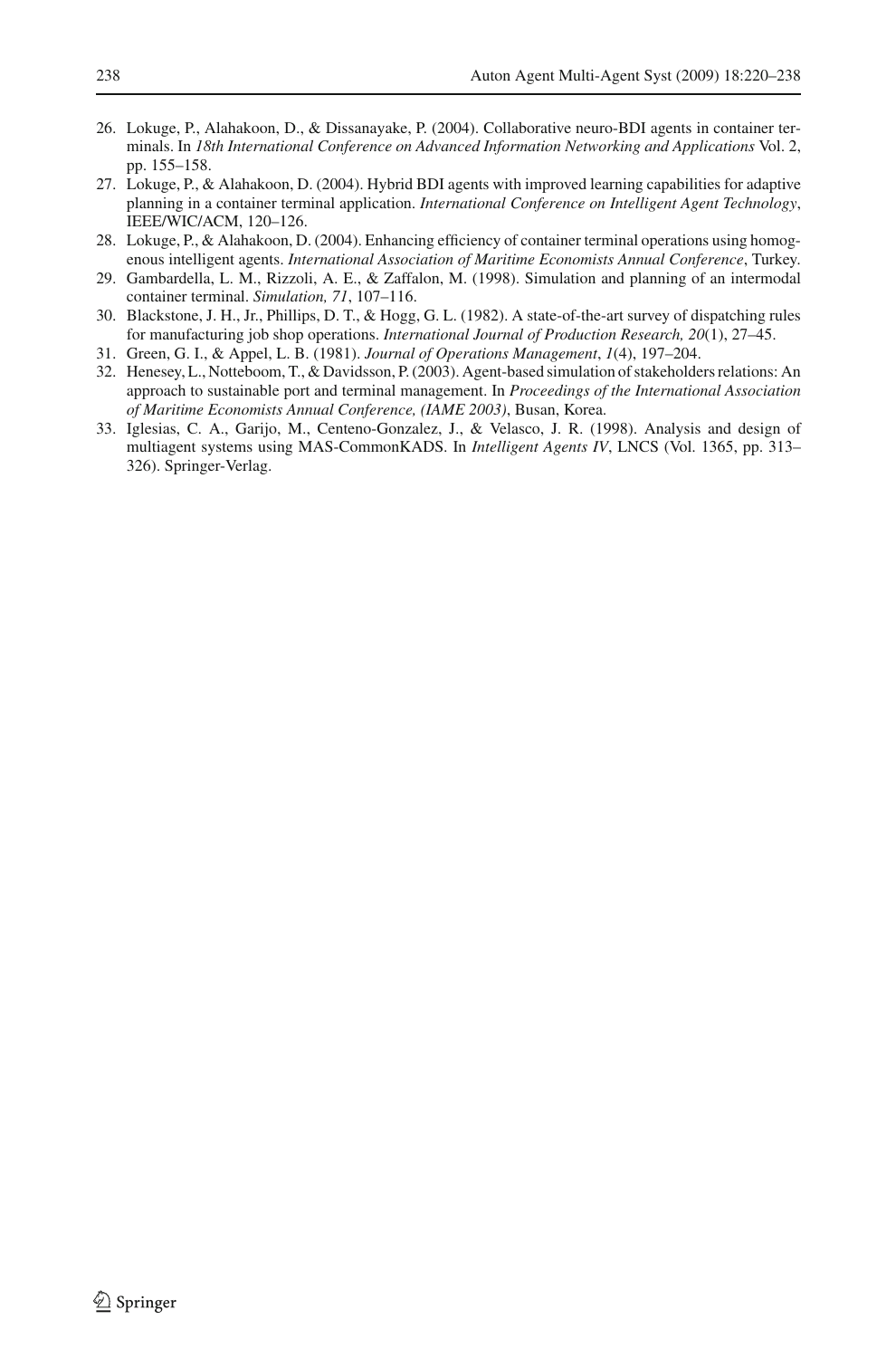26. Lokuge, P., Alahakoon, D., & Dissanayake, P. (2004). Collaborative neuro-BDI agents in container terminals. In *18th International Conference on Advanced Information Networking and Applications* Vol. 2, pp. 155–158.
27. Lokuge, P., & Alahakoon, D. (2004). Hybrid BDI agents with improved learning capabilities for adaptive planning in a container terminal application. *International Conference on Intelligent Agent Technology*, IEEE/WIC/ACM, 120–126.
28. Lokuge, P., & Alahakoon, D. (2004). Enhancing efficiency of container terminal operations using homogenous intelligent agents. *International Association of Maritime Economists Annual Conference*, Turkey.
29. Gambardella, L. M., Rizzoli, A. E., & Zaffalon, M. (1998). Simulation and planning of an intermodal container terminal. *Simulation, 71*, 107–116.
30. Blackstone, J. H., Jr., Phillips, D. T., & Hogg, G. L. (1982). A state-of-the-art survey of dispatching rules for manufacturing job shop operations. *International Journal of Production Research, 20*(1), 27–45.
31. Green, G. I., & Appel, L. B. (1981). *Journal of Operations Management*, *1*(4), 197–204.
32. Henesey, L., Notteboom, T., & Davidsson, P. (2003). Agent-based simulation of stakeholders relations: An approach to sustainable port and terminal management. In *Proceedings of the International Association of Maritime Economists Annual Conference, (IAME 2003)*, Busan, Korea.
33. Iglesias, C. A., Garijo, M., Centeno-Gonzalez, J., & Velasco, J. R. (1998). Analysis and design of multiagent systems using MAS-CommonKADS. In *Intelligent Agents IV*, LNCS (Vol. 1365, pp. 313–326). Springer-Verlag.